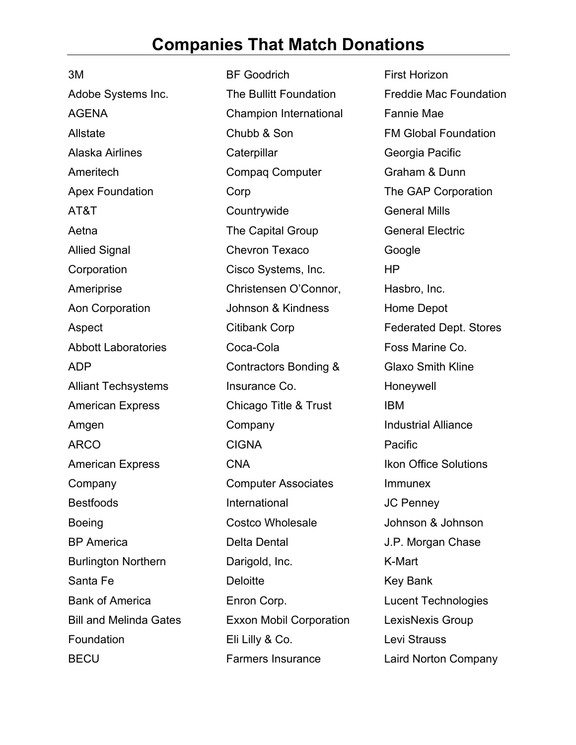# Companies That Match Donations

3M
Adobe Systems Inc.
AGENA
Allstate
Alaska Airlines
Ameritech
Apex Foundation
AT&T
Aetna
Allied Signal
Corporation
Ameriprise
Aon Corporation
Aspect
Abbott Laboratories
ADP
Alliant Techsystems
American Express
Amgen
ARCO
American Express
Company
Bestfoods
Boeing
BP America
Burlington Northern
Santa Fe
Bank of America
Bill and Melinda Gates
Foundation
BECU

BF Goodrich
The Bullitt Foundation
Champion International
Chubb & Son
Caterpillar
Compaq Computer
Corp
Countrywide
The Capital Group
Chevron Texaco
Cisco Systems, Inc.
Christensen O'Connor,
Johnson & Kindness
Citibank Corp
Coca-Cola
Contractors Bonding &
Insurance Co.
Chicago Title & Trust
Company
CIGNA
CNA
Computer Associates
International
Costco Wholesale
Delta Dental
Darigold, Inc.
Deloitte
Enron Corp.
Exxon Mobil Corporation
Eli Lilly & Co.
Farmers Insurance

First Horizon
Freddie Mac Foundation
Fannie Mae
FM Global Foundation
Georgia Pacific
Graham & Dunn
The GAP Corporation
General Mills
General Electric
Google
HP
Hasbro, Inc.
Home Depot
Federated Dept. Stores
Foss Marine Co.
Glaxo Smith Kline
Honeywell
IBM
Industrial Alliance
Pacific
Ikon Office Solutions
Immunex
JC Penney
Johnson & Johnson
J.P. Morgan Chase
K-Mart
Key Bank
Lucent Technologies
LexisNexis Group
Levi Strauss
Laird Norton Company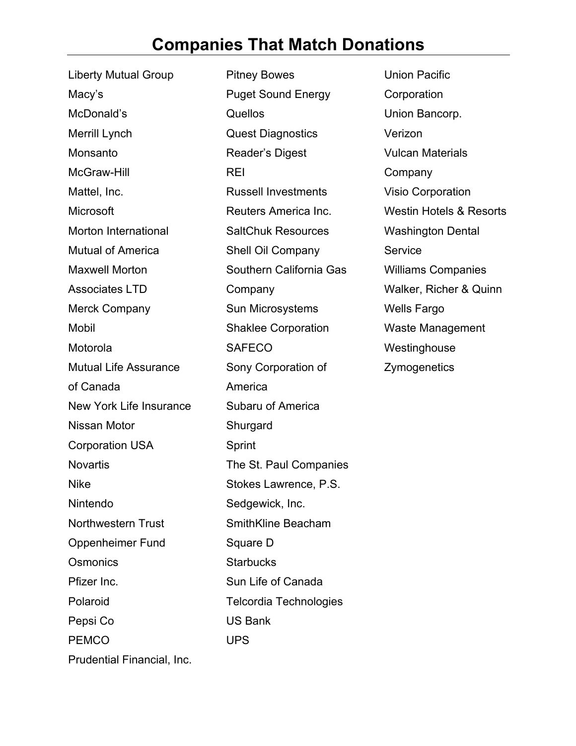# Companies That Match Donations

- Liberty Mutual Group
- Macy's
- McDonald's
- Merrill Lynch
- Monsanto
- McGraw-Hill
- Mattel, Inc.
- Microsoft
- Morton International
- Mutual of America
- Maxwell Morton Associates LTD
- Merck Company
- Mobil
- Motorola
- Mutual Life Assurance of Canada
- New York Life Insurance
- Nissan Motor Corporation USA
- Novartis
- Nike
- Nintendo
- Northwestern Trust
- Oppenheimer Fund
- Osmonics
- Pfizer Inc.
- Polaroid
- Pepsi Co
- PEMCO
- Prudential Financial, Inc.
- Pitney Bowes
- Puget Sound Energy
- Quellos
- Quest Diagnostics
- Reader's Digest
- REI
- Russell Investments
- Reuters America Inc.
- SaltChuk Resources
- Shell Oil Company
- Southern California Gas Company
- Sun Microsystems
- Shaklee Corporation
- SAFECO
- Sony Corporation of America
- Subaru of America
- Shurgard
- Sprint
- The St. Paul Companies
- Stokes Lawrence, P.S.
- Sedgewick, Inc.
- SmithKline Beacham
- Square D
- Starbucks
- Sun Life of Canada
- Telcordia Technologies
- US Bank
- UPS
- Union Pacific Corporation
- Union Bancorp.
- Verizon
- Vulcan Materials Company
- Visio Corporation
- Westin Hotels & Resorts
- Washington Dental Service
- Williams Companies
- Walker, Richer & Quinn
- Wells Fargo
- Waste Management
- Westinghouse
- Zymogenetics